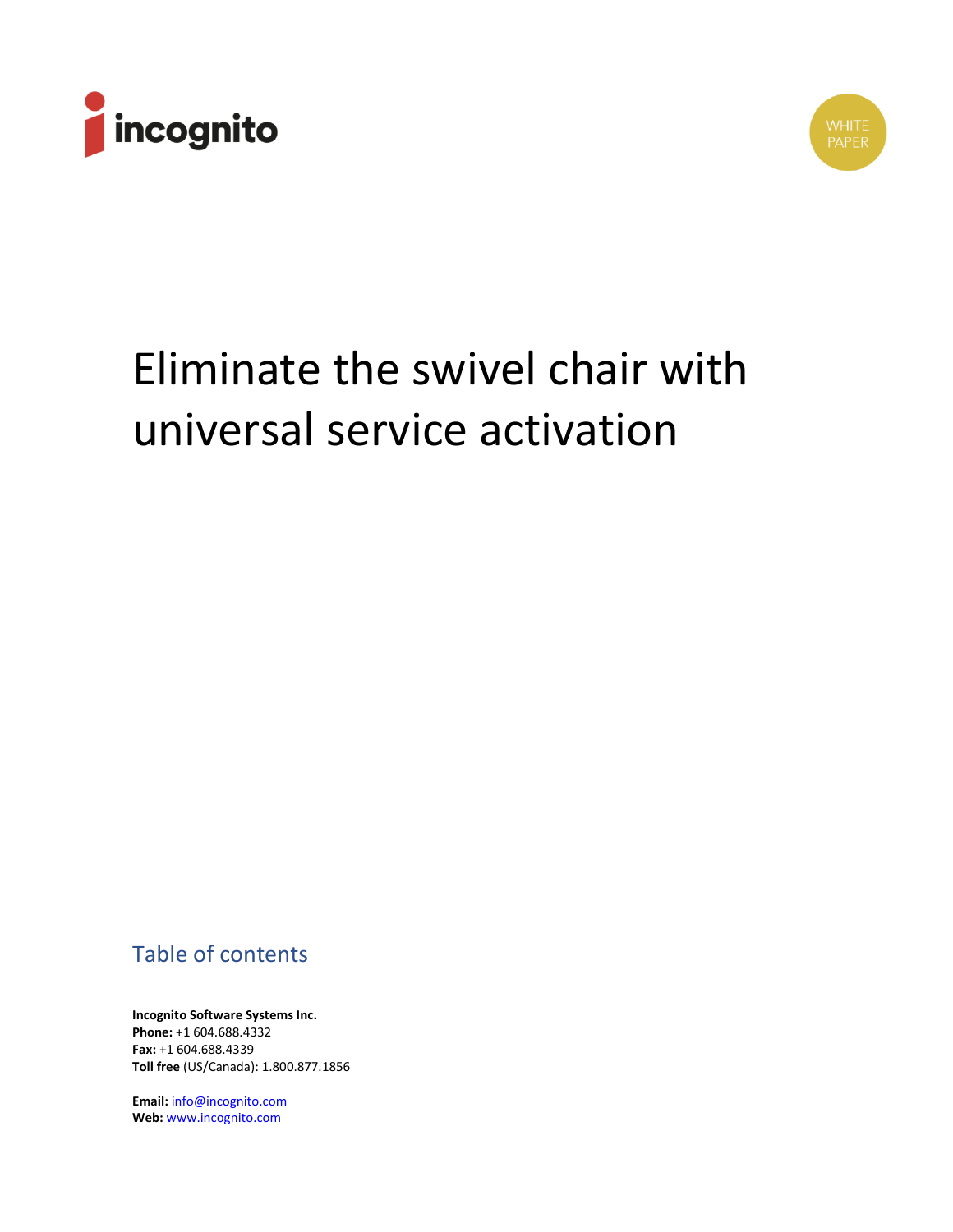incognito

WHITE PAPER

# Eliminate the swivel chair with universal service activation

## Table of contents

**Incognito Software Systems Inc.**
**Phone:** +1 604.688.4332
**Fax:** +1 604.688.4339
**Toll free** (US/Canada): 1.800.877.1856

**Email:** info@incognito.com
**Web:** www.incognito.com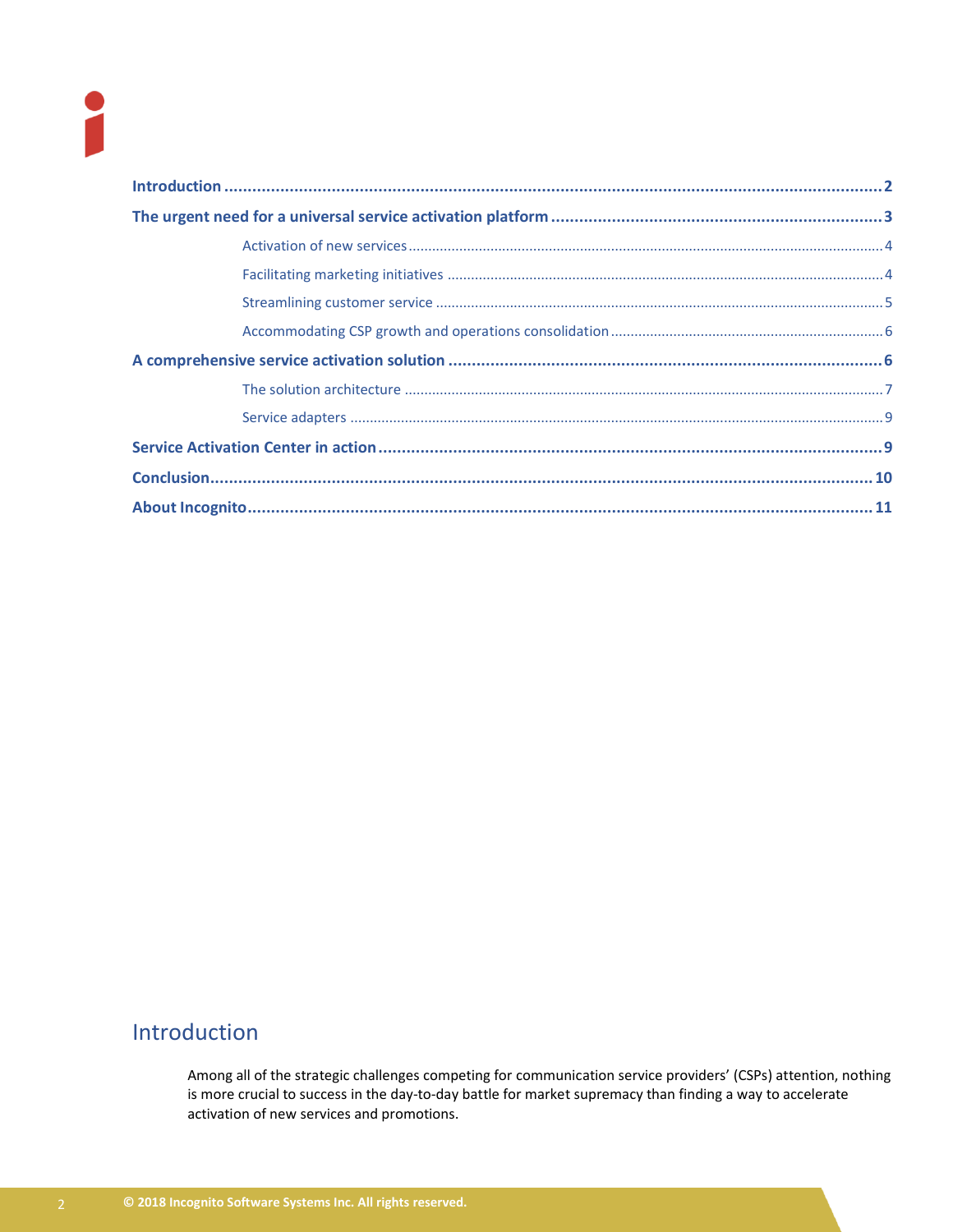Introduction ........................................................................................................ 2

The urgent need for a universal service activation platform ........................................ 3

- Activation of new services ........................................................................ 4
- Facilitating marketing initiatives ............................................................... 4
- Streamlining customer service .................................................................. 5
- Accommodating CSP growth and operations consolidation ........................ 6

A comprehensive service activation solution ............................................................ 6

- The solution architecture ......................................................................... 7
- Service adapters ....................................................................................... 9

Service Activation Center in action ........................................................................... 9

Conclusion ............................................................................................................ 10

About Incognito ..................................................................................................... 11

## Introduction

Among all of the strategic challenges competing for communication service providers' (CSPs) attention, nothing is more crucial to success in the day-to-day battle for market supremacy than finding a way to accelerate activation of new services and promotions.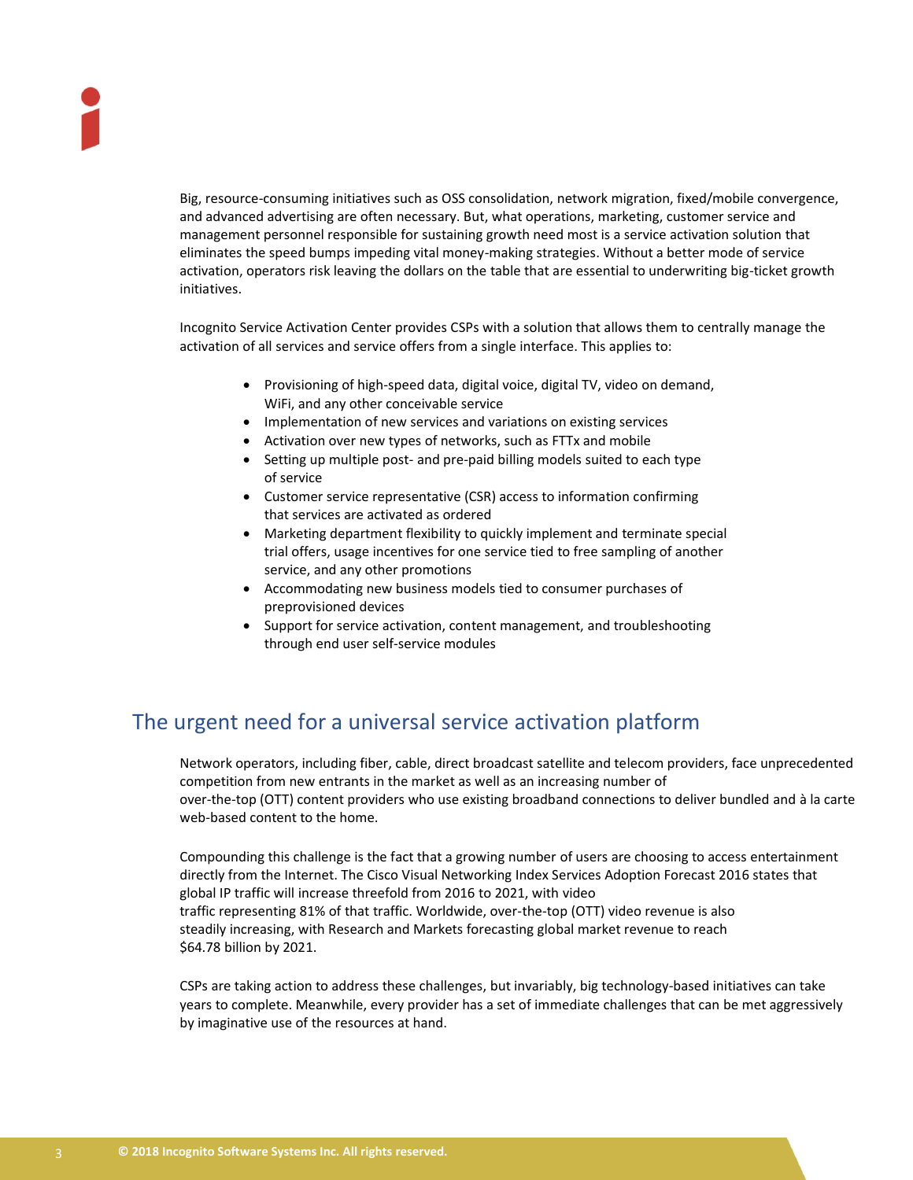Big, resource-consuming initiatives such as OSS consolidation, network migration, fixed/mobile convergence, and advanced advertising are often necessary. But, what operations, marketing, customer service and management personnel responsible for sustaining growth need most is a service activation solution that eliminates the speed bumps impeding vital money-making strategies. Without a better mode of service activation, operators risk leaving the dollars on the table that are essential to underwriting big-ticket growth initiatives.

Incognito Service Activation Center provides CSPs with a solution that allows them to centrally manage the activation of all services and service offers from a single interface. This applies to:

- Provisioning of high-speed data, digital voice, digital TV, video on demand, WiFi, and any other conceivable service
- Implementation of new services and variations on existing services
- Activation over new types of networks, such as FTTx and mobile
- Setting up multiple post- and pre-paid billing models suited to each type of service
- Customer service representative (CSR) access to information confirming that services are activated as ordered
- Marketing department flexibility to quickly implement and terminate special trial offers, usage incentives for one service tied to free sampling of another service, and any other promotions
- Accommodating new business models tied to consumer purchases of preprovisioned devices
- Support for service activation, content management, and troubleshooting through end user self-service modules

## The urgent need for a universal service activation platform

Network operators, including fiber, cable, direct broadcast satellite and telecom providers, face unprecedented competition from new entrants in the market as well as an increasing number of over-the-top (OTT) content providers who use existing broadband connections to deliver bundled and à la carte web-based content to the home.

Compounding this challenge is the fact that a growing number of users are choosing to access entertainment directly from the Internet. The Cisco Visual Networking Index Services Adoption Forecast 2016 states that global IP traffic will increase threefold from 2016 to 2021, with video traffic representing 81% of that traffic. Worldwide, over-the-top (OTT) video revenue is also steadily increasing, with Research and Markets forecasting global market revenue to reach $64.78 billion by 2021.

CSPs are taking action to address these challenges, but invariably, big technology-based initiatives can take years to complete. Meanwhile, every provider has a set of immediate challenges that can be met aggressively by imaginative use of the resources at hand.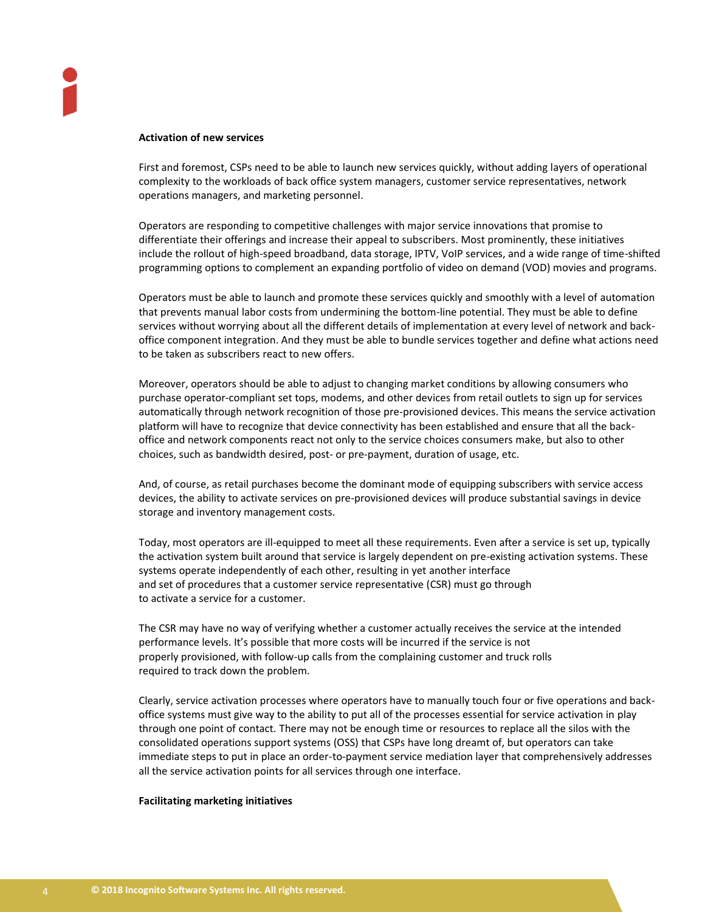**Activation of new services**

First and foremost, CSPs need to be able to launch new services quickly, without adding layers of operational complexity to the workloads of back office system managers, customer service representatives, network operations managers, and marketing personnel.

Operators are responding to competitive challenges with major service innovations that promise to differentiate their offerings and increase their appeal to subscribers. Most prominently, these initiatives include the rollout of high-speed broadband, data storage, IPTV, VoIP services, and a wide range of time-shifted programming options to complement an expanding portfolio of video on demand (VOD) movies and programs.

Operators must be able to launch and promote these services quickly and smoothly with a level of automation that prevents manual labor costs from undermining the bottom-line potential. They must be able to define services without worrying about all the different details of implementation at every level of network and back-office component integration. And they must be able to bundle services together and define what actions need to be taken as subscribers react to new offers.

Moreover, operators should be able to adjust to changing market conditions by allowing consumers who purchase operator-compliant set tops, modems, and other devices from retail outlets to sign up for services automatically through network recognition of those pre-provisioned devices. This means the service activation platform will have to recognize that device connectivity has been established and ensure that all the back-office and network components react not only to the service choices consumers make, but also to other choices, such as bandwidth desired, post- or pre-payment, duration of usage, etc.

And, of course, as retail purchases become the dominant mode of equipping subscribers with service access devices, the ability to activate services on pre-provisioned devices will produce substantial savings in device storage and inventory management costs.

Today, most operators are ill-equipped to meet all these requirements. Even after a service is set up, typically the activation system built around that service is largely dependent on pre-existing activation systems. These systems operate independently of each other, resulting in yet another interface and set of procedures that a customer service representative (CSR) must go through to activate a service for a customer.

The CSR may have no way of verifying whether a customer actually receives the service at the intended performance levels. It's possible that more costs will be incurred if the service is not properly provisioned, with follow-up calls from the complaining customer and truck rolls required to track down the problem.

Clearly, service activation processes where operators have to manually touch four or five operations and back-office systems must give way to the ability to put all of the processes essential for service activation in play through one point of contact. There may not be enough time or resources to replace all the silos with the consolidated operations support systems (OSS) that CSPs have long dreamt of, but operators can take immediate steps to put in place an order-to-payment service mediation layer that comprehensively addresses all the service activation points for all services through one interface.

**Facilitating marketing initiatives**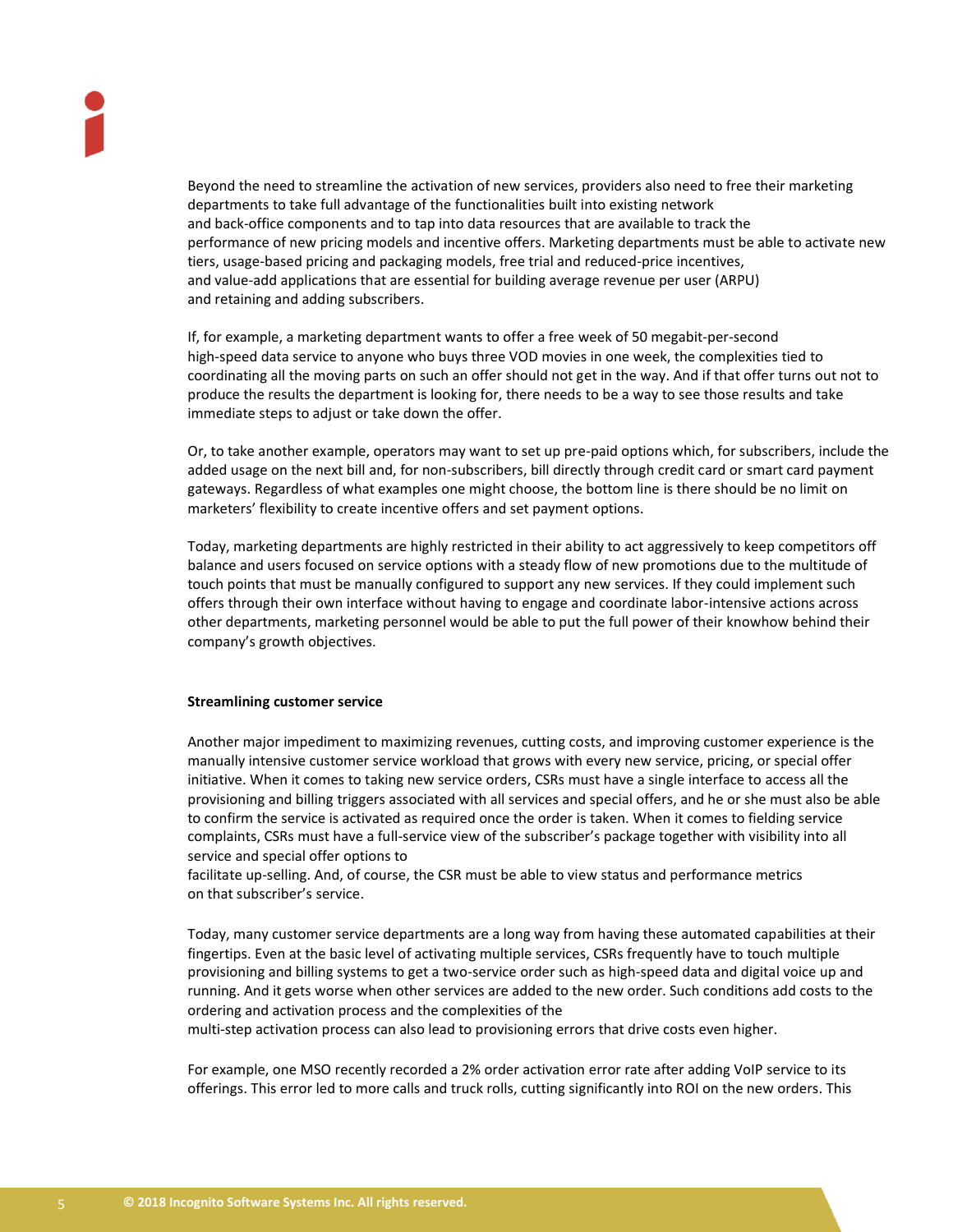Beyond the need to streamline the activation of new services, providers also need to free their marketing departments to take full advantage of the functionalities built into existing network and back-office components and to tap into data resources that are available to track the performance of new pricing models and incentive offers. Marketing departments must be able to activate new tiers, usage-based pricing and packaging models, free trial and reduced-price incentives, and value-add applications that are essential for building average revenue per user (ARPU) and retaining and adding subscribers.

If, for example, a marketing department wants to offer a free week of 50 megabit-per-second high-speed data service to anyone who buys three VOD movies in one week, the complexities tied to coordinating all the moving parts on such an offer should not get in the way. And if that offer turns out not to produce the results the department is looking for, there needs to be a way to see those results and take immediate steps to adjust or take down the offer.

Or, to take another example, operators may want to set up pre-paid options which, for subscribers, include the added usage on the next bill and, for non-subscribers, bill directly through credit card or smart card payment gateways. Regardless of what examples one might choose, the bottom line is there should be no limit on marketers' flexibility to create incentive offers and set payment options.

Today, marketing departments are highly restricted in their ability to act aggressively to keep competitors off balance and users focused on service options with a steady flow of new promotions due to the multitude of touch points that must be manually configured to support any new services. If they could implement such offers through their own interface without having to engage and coordinate labor-intensive actions across other departments, marketing personnel would be able to put the full power of their knowhow behind their company's growth objectives.

**Streamlining customer service**

Another major impediment to maximizing revenues, cutting costs, and improving customer experience is the manually intensive customer service workload that grows with every new service, pricing, or special offer initiative. When it comes to taking new service orders, CSRs must have a single interface to access all the provisioning and billing triggers associated with all services and special offers, and he or she must also be able to confirm the service is activated as required once the order is taken. When it comes to fielding service complaints, CSRs must have a full-service view of the subscriber's package together with visibility into all service and special offer options to facilitate up-selling. And, of course, the CSR must be able to view status and performance metrics on that subscriber's service.

Today, many customer service departments are a long way from having these automated capabilities at their fingertips. Even at the basic level of activating multiple services, CSRs frequently have to touch multiple provisioning and billing systems to get a two-service order such as high-speed data and digital voice up and running. And it gets worse when other services are added to the new order. Such conditions add costs to the ordering and activation process and the complexities of the multi-step activation process can also lead to provisioning errors that drive costs even higher.

For example, one MSO recently recorded a 2% order activation error rate after adding VoIP service to its offerings. This error led to more calls and truck rolls, cutting significantly into ROI on the new orders. This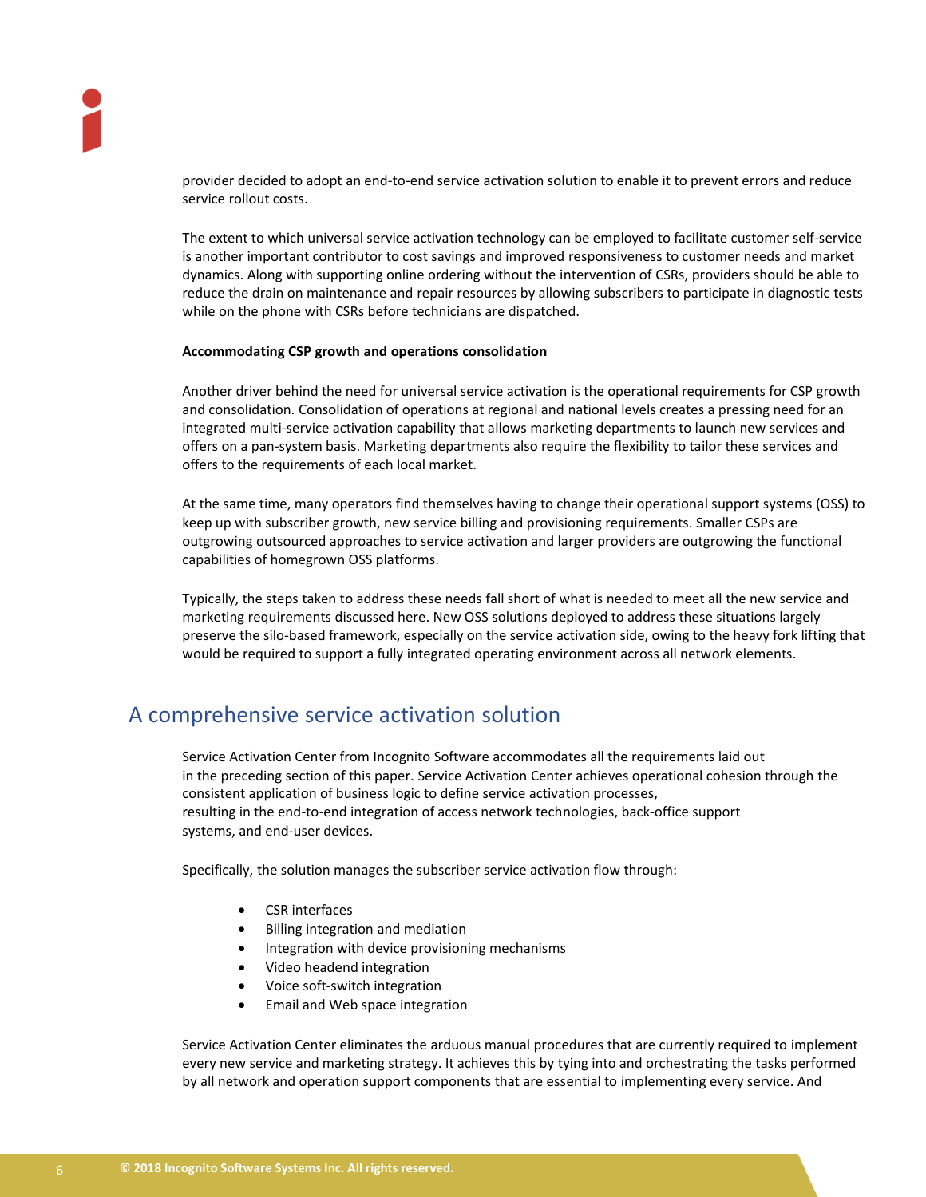provider decided to adopt an end-to-end service activation solution to enable it to prevent errors and reduce service rollout costs.

The extent to which universal service activation technology can be employed to facilitate customer self-service is another important contributor to cost savings and improved responsiveness to customer needs and market dynamics. Along with supporting online ordering without the intervention of CSRs, providers should be able to reduce the drain on maintenance and repair resources by allowing subscribers to participate in diagnostic tests while on the phone with CSRs before technicians are dispatched.

**Accommodating CSP growth and operations consolidation**

Another driver behind the need for universal service activation is the operational requirements for CSP growth and consolidation. Consolidation of operations at regional and national levels creates a pressing need for an integrated multi-service activation capability that allows marketing departments to launch new services and offers on a pan-system basis. Marketing departments also require the flexibility to tailor these services and offers to the requirements of each local market.

At the same time, many operators find themselves having to change their operational support systems (OSS) to keep up with subscriber growth, new service billing and provisioning requirements. Smaller CSPs are outgrowing outsourced approaches to service activation and larger providers are outgrowing the functional capabilities of homegrown OSS platforms.

Typically, the steps taken to address these needs fall short of what is needed to meet all the new service and marketing requirements discussed here. New OSS solutions deployed to address these situations largely preserve the silo-based framework, especially on the service activation side, owing to the heavy fork lifting that would be required to support a fully integrated operating environment across all network elements.

## A comprehensive service activation solution

Service Activation Center from Incognito Software accommodates all the requirements laid out in the preceding section of this paper. Service Activation Center achieves operational cohesion through the consistent application of business logic to define service activation processes, resulting in the end-to-end integration of access network technologies, back-office support systems, and end-user devices.

Specifically, the solution manages the subscriber service activation flow through:

- CSR interfaces
- Billing integration and mediation
- Integration with device provisioning mechanisms
- Video headend integration
- Voice soft-switch integration
- Email and Web space integration

Service Activation Center eliminates the arduous manual procedures that are currently required to implement every new service and marketing strategy. It achieves this by tying into and orchestrating the tasks performed by all network and operation support components that are essential to implementing every service. And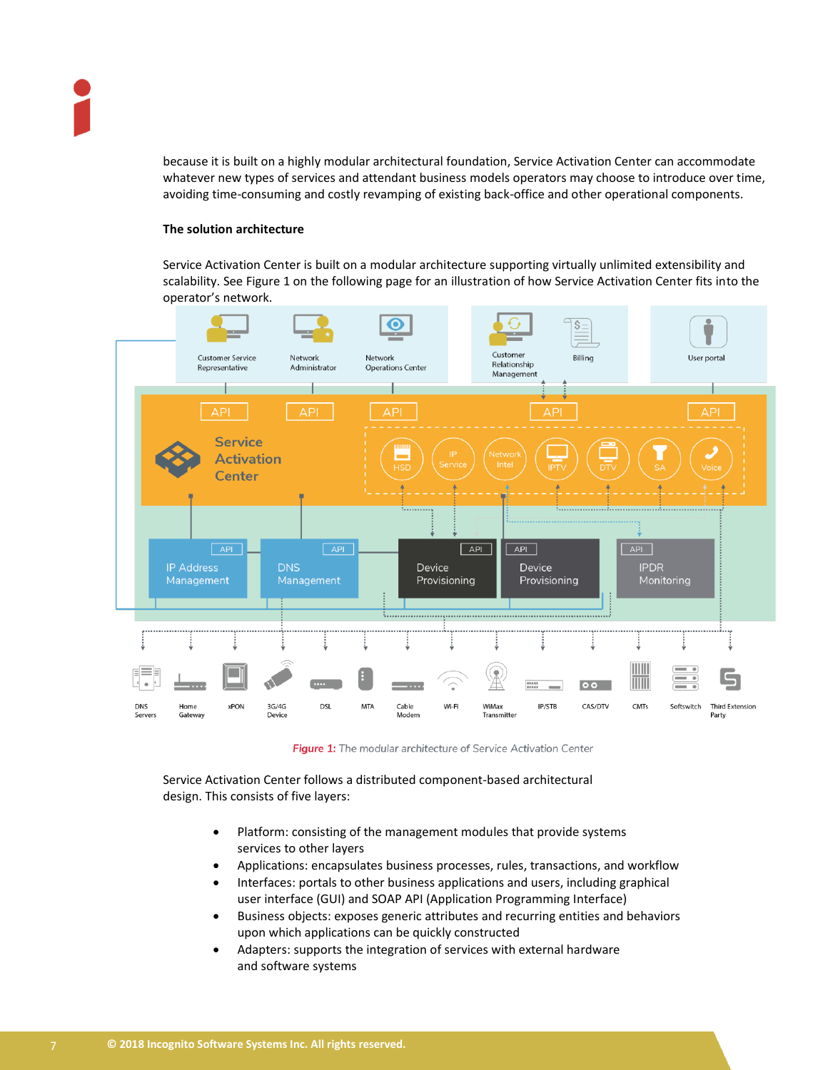because it is built on a highly modular architectural foundation, Service Activation Center can accommodate whatever new types of services and attendant business models operators may choose to introduce over time, avoiding time-consuming and costly revamping of existing back-office and other operational components.

**The solution architecture**

Service Activation Center is built on a modular architecture supporting virtually unlimited extensibility and scalability. See Figure 1 on the following page for an illustration of how Service Activation Center fits into the operator's network.

Customer Service Representative
Network Administrator
Network Operations Center
Customer Relationship Management
Billing
User portal

API API API API API

Service Activation Center

HSD
IP Service
Network Intel
IPTV
DTV
SA
Voice

API IP Address Management
API DNS Management
API Device Provisioning
API Device Provisioning
API IPDR Monitoring

DNS Servers
Home Gateway
xPON
3G/4G Device
DSL
MTA
Cable Modem
Wi-Fi
WiMax Transmitter
IP/STB
CAS/DTV
CMTs
Softswitch
Third Extension Party

**Figure 1:** The modular architecture of Service Activation Center

Service Activation Center follows a distributed component-based architectural design. This consists of five layers:

- Platform: consisting of the management modules that provide systems services to other layers
- Applications: encapsulates business processes, rules, transactions, and workflow
- Interfaces: portals to other business applications and users, including graphical user interface (GUI) and SOAP API (Application Programming Interface)
- Business objects: exposes generic attributes and recurring entities and behaviors upon which applications can be quickly constructed
- Adapters: supports the integration of services with external hardware and software systems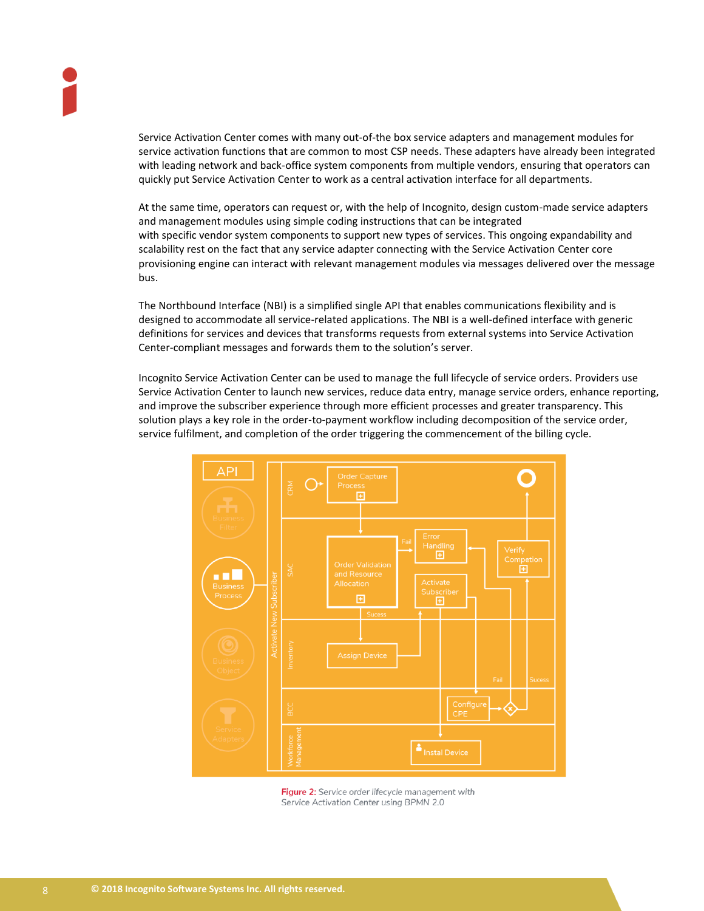Service Activation Center comes with many out-of-the box service adapters and management modules for service activation functions that are common to most CSP needs. These adapters have already been integrated with leading network and back-office system components from multiple vendors, ensuring that operators can quickly put Service Activation Center to work as a central activation interface for all departments.

At the same time, operators can request or, with the help of Incognito, design custom-made service adapters and management modules using simple coding instructions that can be integrated with specific vendor system components to support new types of services. This ongoing expandability and scalability rest on the fact that any service adapter connecting with the Service Activation Center core provisioning engine can interact with relevant management modules via messages delivered over the message bus.

The Northbound Interface (NBI) is a simplified single API that enables communications flexibility and is designed to accommodate all service-related applications. The NBI is a well-defined interface with generic definitions for services and devices that transforms requests from external systems into Service Activation Center-compliant messages and forwards them to the solution's server.

Incognito Service Activation Center can be used to manage the full lifecycle of service orders. Providers use Service Activation Center to launch new services, reduce data entry, manage service orders, enhance reporting, and improve the subscriber experience through more efficient processes and greater transparency. This solution plays a key role in the order-to-payment workflow including decomposition of the service order, service fulfilment, and completion of the order triggering the commencement of the billing cycle.

API
Business Filter
Business Process
Business Object
Service Adapters
Activate New Subscriber
CRM
SAC
Inventory
BCC
Workforce Management
Order Capture Process
Order Validation and Resource Allocation
Fail
Error Handling
Verify Competion
Activate Subscriber
Sucess
Assign Device
Fail
Sucess
Configure CPE
Instal Device

**Figure 2:** Service order lifecycle management with Service Activation Center using BPMN 2.0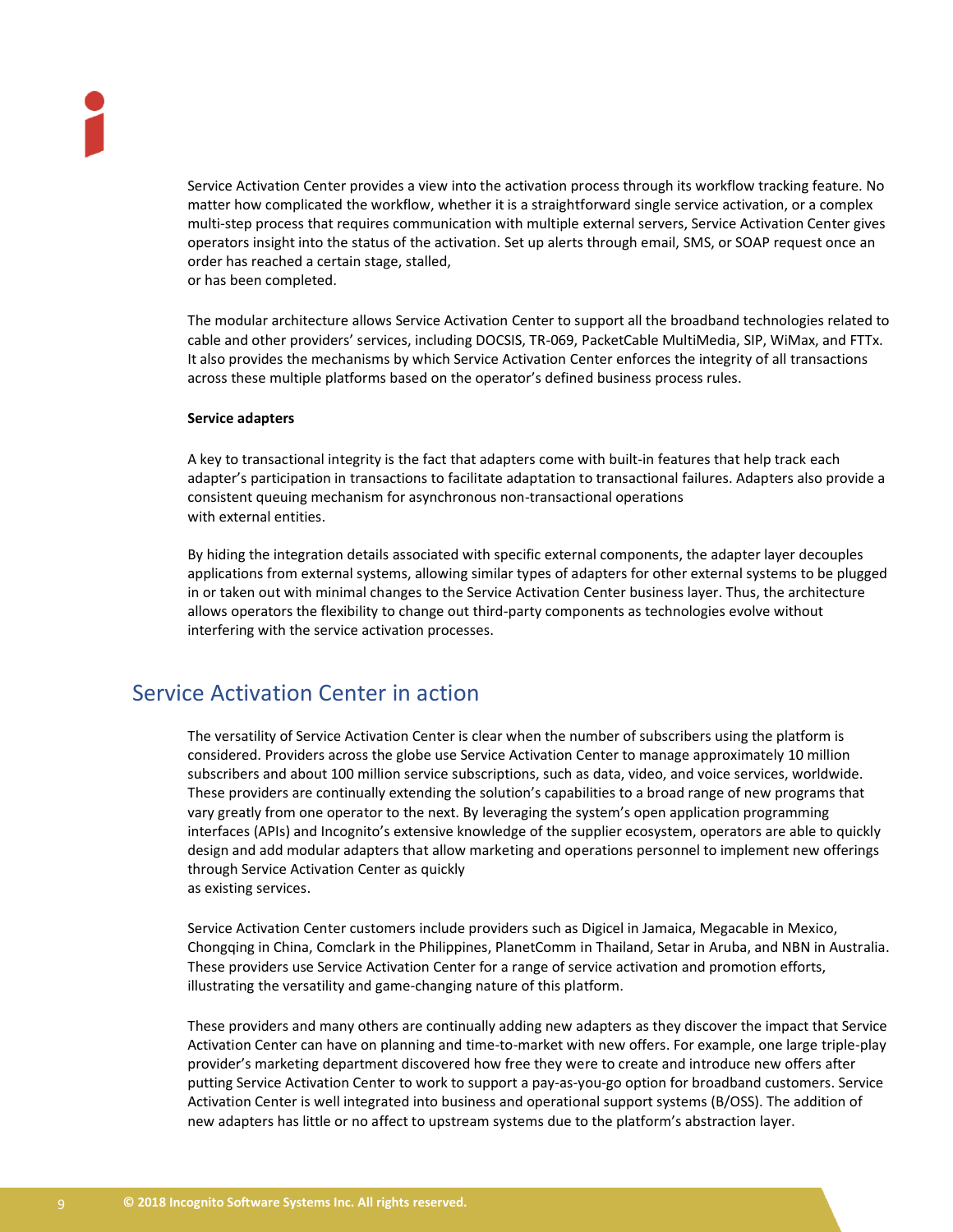Service Activation Center provides a view into the activation process through its workflow tracking feature. No matter how complicated the workflow, whether it is a straightforward single service activation, or a complex multi-step process that requires communication with multiple external servers, Service Activation Center gives operators insight into the status of the activation. Set up alerts through email, SMS, or SOAP request once an order has reached a certain stage, stalled, or has been completed.

The modular architecture allows Service Activation Center to support all the broadband technologies related to cable and other providers' services, including DOCSIS, TR-069, PacketCable MultiMedia, SIP, WiMax, and FTTx. It also provides the mechanisms by which Service Activation Center enforces the integrity of all transactions across these multiple platforms based on the operator's defined business process rules.

**Service adapters**

A key to transactional integrity is the fact that adapters come with built-in features that help track each adapter's participation in transactions to facilitate adaptation to transactional failures. Adapters also provide a consistent queuing mechanism for asynchronous non-transactional operations with external entities.

By hiding the integration details associated with specific external components, the adapter layer decouples applications from external systems, allowing similar types of adapters for other external systems to be plugged in or taken out with minimal changes to the Service Activation Center business layer. Thus, the architecture allows operators the flexibility to change out third-party components as technologies evolve without interfering with the service activation processes.

## Service Activation Center in action

The versatility of Service Activation Center is clear when the number of subscribers using the platform is considered. Providers across the globe use Service Activation Center to manage approximately 10 million subscribers and about 100 million service subscriptions, such as data, video, and voice services, worldwide. These providers are continually extending the solution's capabilities to a broad range of new programs that vary greatly from one operator to the next. By leveraging the system's open application programming interfaces (APIs) and Incognito's extensive knowledge of the supplier ecosystem, operators are able to quickly design and add modular adapters that allow marketing and operations personnel to implement new offerings through Service Activation Center as quickly as existing services.

Service Activation Center customers include providers such as Digicel in Jamaica, Megacable in Mexico, Chongqing in China, Comclark in the Philippines, PlanetComm in Thailand, Setar in Aruba, and NBN in Australia. These providers use Service Activation Center for a range of service activation and promotion efforts, illustrating the versatility and game-changing nature of this platform.

These providers and many others are continually adding new adapters as they discover the impact that Service Activation Center can have on planning and time-to-market with new offers. For example, one large triple-play provider's marketing department discovered how free they were to create and introduce new offers after putting Service Activation Center to work to support a pay-as-you-go option for broadband customers. Service Activation Center is well integrated into business and operational support systems (B/OSS). The addition of new adapters has little or no affect to upstream systems due to the platform's abstraction layer.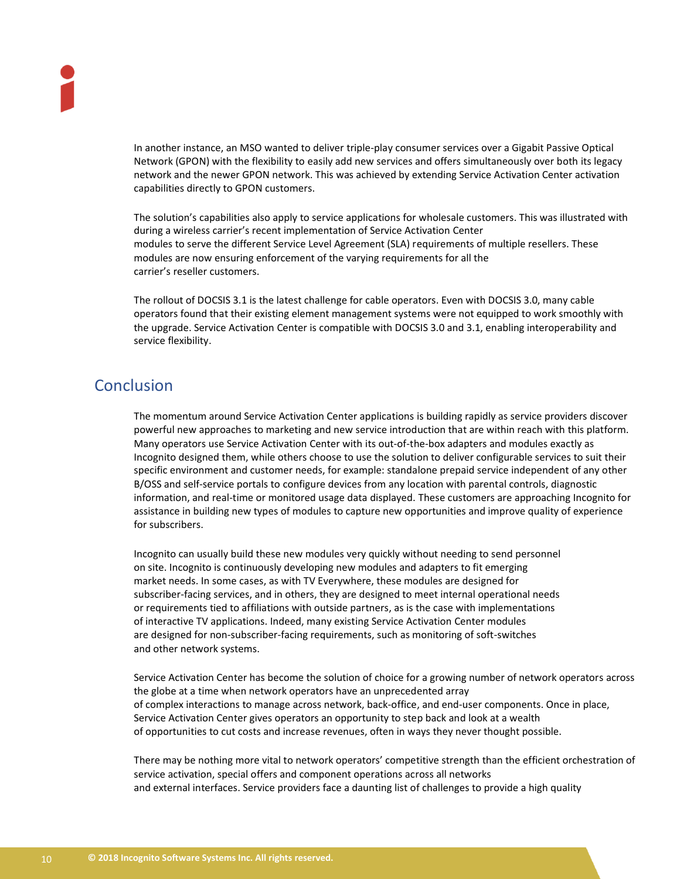In another instance, an MSO wanted to deliver triple-play consumer services over a Gigabit Passive Optical Network (GPON) with the flexibility to easily add new services and offers simultaneously over both its legacy network and the newer GPON network. This was achieved by extending Service Activation Center activation capabilities directly to GPON customers.

The solution's capabilities also apply to service applications for wholesale customers. This was illustrated with during a wireless carrier's recent implementation of Service Activation Center modules to serve the different Service Level Agreement (SLA) requirements of multiple resellers. These modules are now ensuring enforcement of the varying requirements for all the carrier's reseller customers.

The rollout of DOCSIS 3.1 is the latest challenge for cable operators. Even with DOCSIS 3.0, many cable operators found that their existing element management systems were not equipped to work smoothly with the upgrade. Service Activation Center is compatible with DOCSIS 3.0 and 3.1, enabling interoperability and service flexibility.

## Conclusion

The momentum around Service Activation Center applications is building rapidly as service providers discover powerful new approaches to marketing and new service introduction that are within reach with this platform. Many operators use Service Activation Center with its out-of-the-box adapters and modules exactly as Incognito designed them, while others choose to use the solution to deliver configurable services to suit their specific environment and customer needs, for example: standalone prepaid service independent of any other B/OSS and self-service portals to configure devices from any location with parental controls, diagnostic information, and real-time or monitored usage data displayed. These customers are approaching Incognito for assistance in building new types of modules to capture new opportunities and improve quality of experience for subscribers.

Incognito can usually build these new modules very quickly without needing to send personnel on site. Incognito is continuously developing new modules and adapters to fit emerging market needs. In some cases, as with TV Everywhere, these modules are designed for subscriber-facing services, and in others, they are designed to meet internal operational needs or requirements tied to affiliations with outside partners, as is the case with implementations of interactive TV applications. Indeed, many existing Service Activation Center modules are designed for non-subscriber-facing requirements, such as monitoring of soft-switches and other network systems.

Service Activation Center has become the solution of choice for a growing number of network operators across the globe at a time when network operators have an unprecedented array of complex interactions to manage across network, back-office, and end-user components. Once in place, Service Activation Center gives operators an opportunity to step back and look at a wealth of opportunities to cut costs and increase revenues, often in ways they never thought possible.

There may be nothing more vital to network operators' competitive strength than the efficient orchestration of service activation, special offers and component operations across all networks and external interfaces. Service providers face a daunting list of challenges to provide a high quality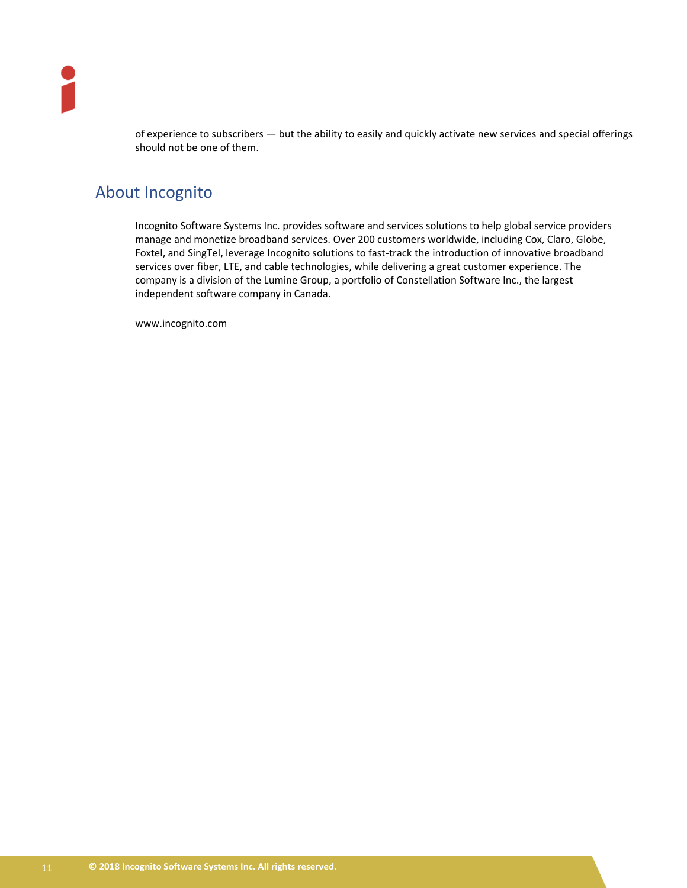of experience to subscribers — but the ability to easily and quickly activate new services and special offerings should not be one of them.

## About Incognito

Incognito Software Systems Inc. provides software and services solutions to help global service providers manage and monetize broadband services. Over 200 customers worldwide, including Cox, Claro, Globe, Foxtel, and SingTel, leverage Incognito solutions to fast-track the introduction of innovative broadband services over fiber, LTE, and cable technologies, while delivering a great customer experience. The company is a division of the Lumine Group, a portfolio of Constellation Software Inc., the largest independent software company in Canada.

www.incognito.com